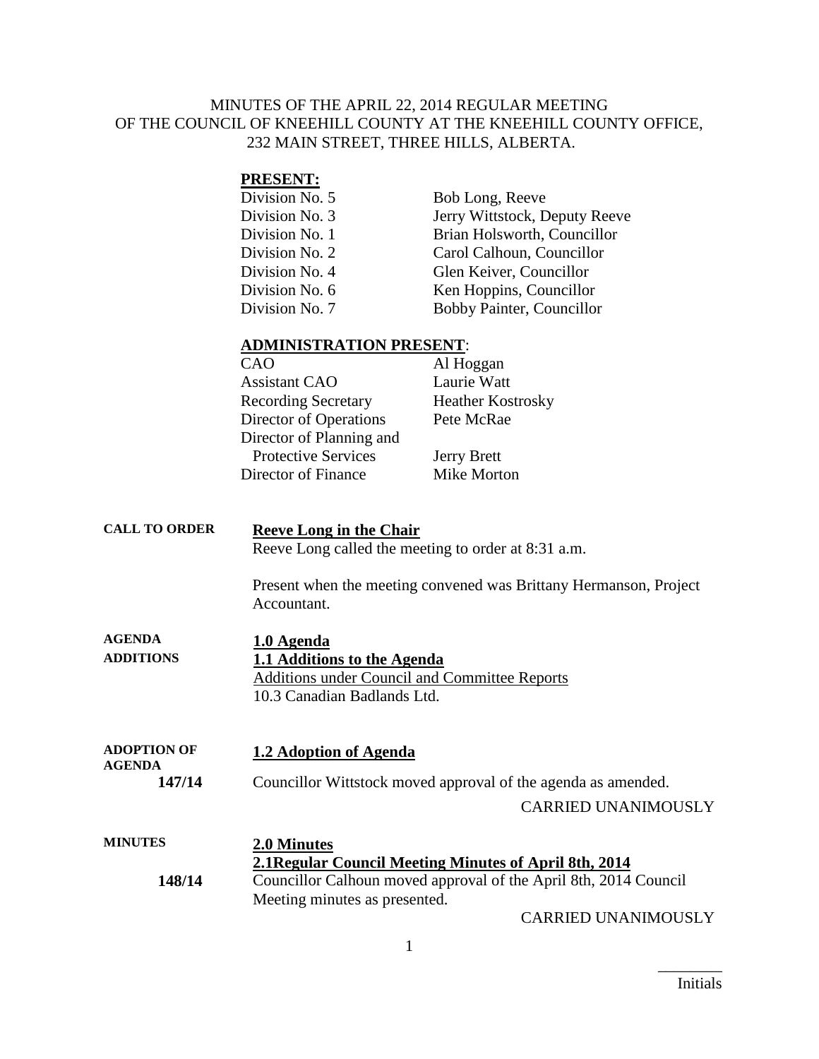MINUTES OF THE APRIL 22, 2014 REGULAR MEETING OF THE COUNCIL OF KNEEHILL COUNTY AT THE KNEEHILL COUNTY OFFICE, 232 MAIN STREET, THREE HILLS, ALBERTA.

**PRESENT:**

| | |
|---|---|
| Division No. 5 | Bob Long, Reeve |
| Division No. 3 | Jerry Wittstock, Deputy Reeve |
| Division No. 1 | Brian Holsworth, Councillor |
| Division No. 2 | Carol Calhoun, Councillor |
| Division No. 4 | Glen Keiver, Councillor |
| Division No. 6 | Ken Hoppins, Councillor |
| Division No. 7 | Bobby Painter, Councillor |

**ADMINISTRATION PRESENT:**

| | |
|---|---|
| CAO | Al Hoggan |
| Assistant CAO | Laurie Watt |
| Recording Secretary | Heather Kostrosky |
| Director of Operations | Pete McRae |
| Director of Planning and Protective Services | Jerry Brett |
| Director of Finance | Mike Morton |

**CALL TO ORDER**

**Reeve Long in the Chair**

Reeve Long called the meeting to order at 8:31 a.m.

Present when the meeting convened was Brittany Hermanson, Project Accountant.

**AGENDA ADDITIONS**

**1.0 Agenda**

**1.1 Additions to the Agenda**

Additions under Council and Committee Reports

10.3 Canadian Badlands Ltd.

**ADOPTION OF AGENDA**

**1.2 Adoption of Agenda**

**147/14** Councillor Wittstock moved approval of the agenda as amended.

CARRIED UNANIMOUSLY

**MINUTES**

**2.0 Minutes**

**2.1Regular Council Meeting Minutes of April 8th, 2014**

**148/14** Councillor Calhoun moved approval of the April 8th, 2014 Council Meeting minutes as presented.

CARRIED UNANIMOUSLY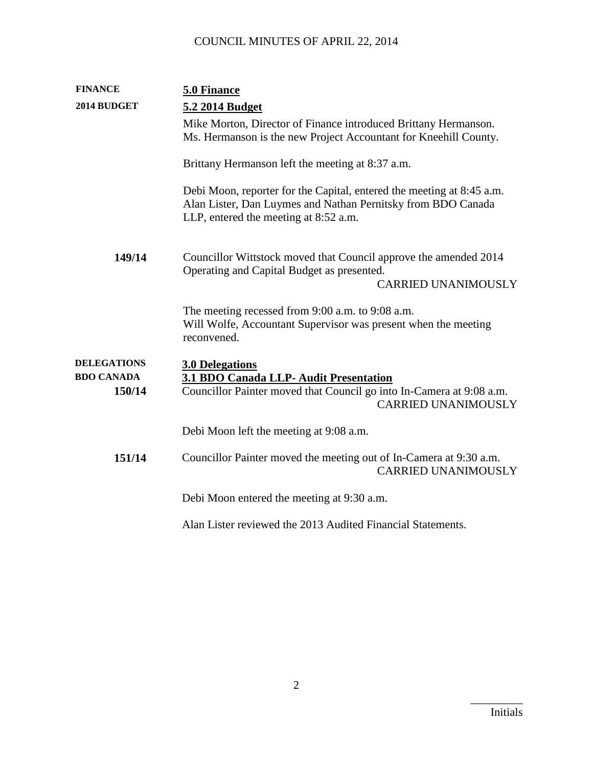**FINANCE**

## 5.0 Finance

**2014 BUDGET**

### 5.2 2014 Budget

Mike Morton, Director of Finance introduced Brittany Hermanson. Ms. Hermanson is the new Project Accountant for Kneehill County.

Brittany Hermanson left the meeting at 8:37 a.m.

Debi Moon, reporter for the Capital, entered the meeting at 8:45 a.m. Alan Lister, Dan Luymes and Nathan Pernitsky from BDO Canada LLP, entered the meeting at 8:52 a.m.

**149/14**

Councillor Wittstock moved that Council approve the amended 2014 Operating and Capital Budget as presented.

CARRIED UNANIMOUSLY

The meeting recessed from 9:00 a.m. to 9:08 a.m.
Will Wolfe, Accountant Supervisor was present when the meeting reconvened.

**DELEGATIONS**

## 3.0 Delegations

**BDO CANADA**

### 3.1 BDO Canada LLP- Audit Presentation

**150/14**

Councillor Painter moved that Council go into In-Camera at 9:08 a.m.

CARRIED UNANIMOUSLY

Debi Moon left the meeting at 9:08 a.m.

**151/14**

Councillor Painter moved the meeting out of In-Camera at 9:30 a.m.

CARRIED UNANIMOUSLY

Debi Moon entered the meeting at 9:30 a.m.

Alan Lister reviewed the 2013 Audited Financial Statements.

_________
Initials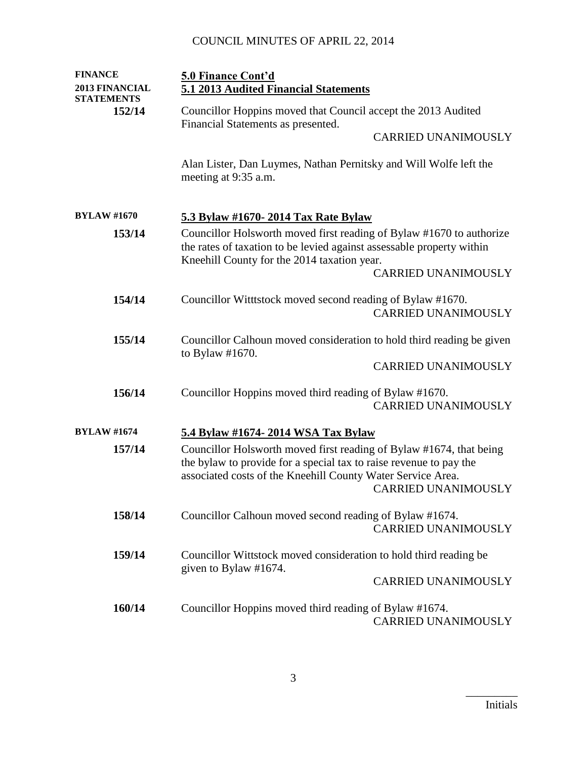**FINANCE**

**2013 FINANCIAL STATEMENTS**

## 5.0 Finance Cont'd

### 5.1 2013 Audited Financial Statements

**152/14** Councillor Hoppins moved that Council accept the 2013 Audited Financial Statements as presented.

CARRIED UNANIMOUSLY

Alan Lister, Dan Luymes, Nathan Pernitsky and Will Wolfe left the meeting at 9:35 a.m.

**BYLAW #1670**

### 5.3 Bylaw #1670- 2014 Tax Rate Bylaw

**153/14** Councillor Holsworth moved first reading of Bylaw #1670 to authorize the rates of taxation to be levied against assessable property within Kneehill County for the 2014 taxation year.

CARRIED UNANIMOUSLY

**154/14** Councillor Witttstock moved second reading of Bylaw #1670.

CARRIED UNANIMOUSLY

**155/14** Councillor Calhoun moved consideration to hold third reading be given to Bylaw #1670.

CARRIED UNANIMOUSLY

**156/14** Councillor Hoppins moved third reading of Bylaw #1670.

CARRIED UNANIMOUSLY

**BYLAW #1674**

### 5.4 Bylaw #1674- 2014 WSA Tax Bylaw

**157/14** Councillor Holsworth moved first reading of Bylaw #1674, that being the bylaw to provide for a special tax to raise revenue to pay the associated costs of the Kneehill County Water Service Area.

CARRIED UNANIMOUSLY

**158/14** Councillor Calhoun moved second reading of Bylaw #1674.

CARRIED UNANIMOUSLY

**159/14** Councillor Wittstock moved consideration to hold third reading be given to Bylaw #1674.

CARRIED UNANIMOUSLY

**160/14** Councillor Hoppins moved third reading of Bylaw #1674.

CARRIED UNANIMOUSLY

\_\_\_\_\_\_\_\_\_

Initials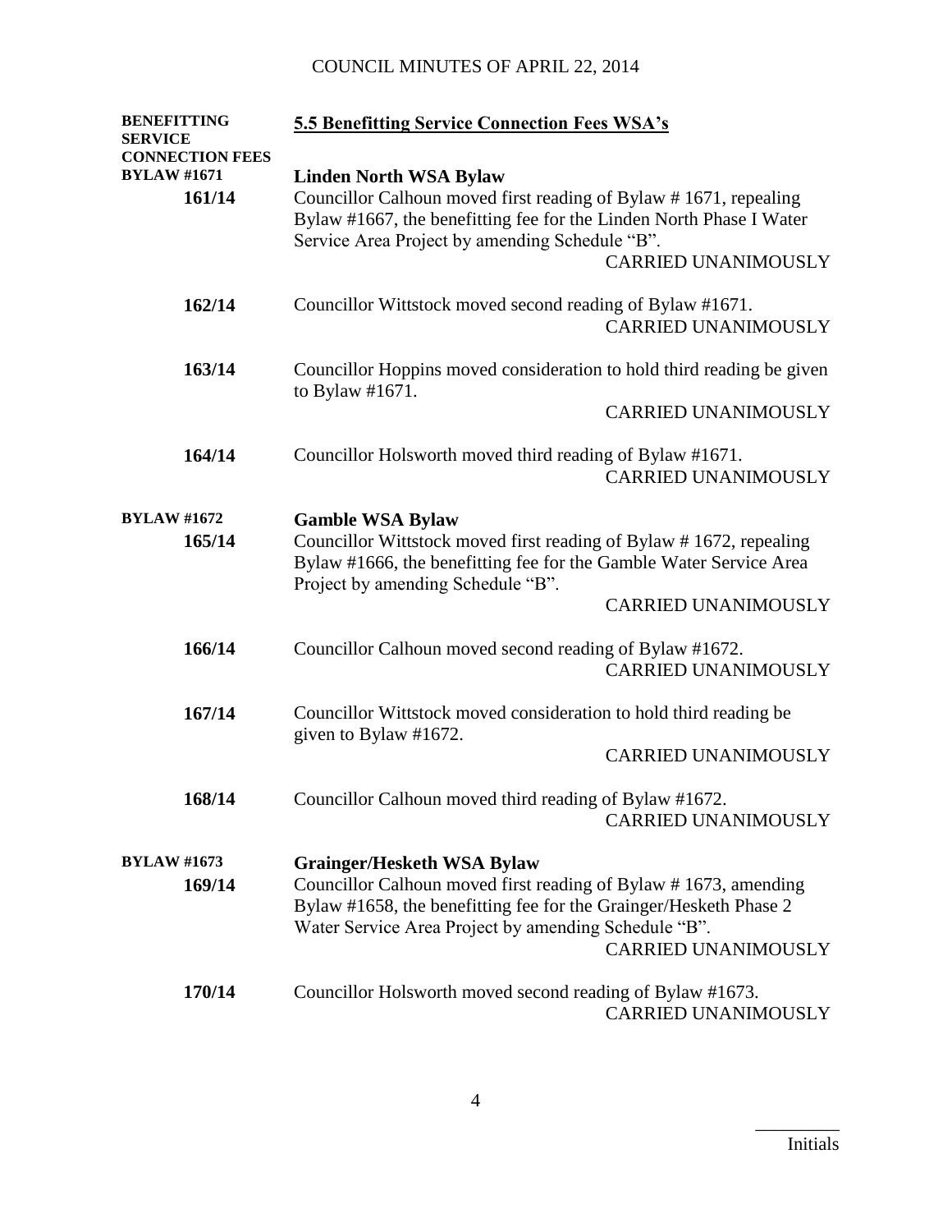**BENEFITTING SERVICE CONNECTION FEES**

## 5.5 Benefitting Service Connection Fees WSA's

**BYLAW #1671**

**Linden North WSA Bylaw**

**161/14** Councillor Calhoun moved first reading of Bylaw # 1671, repealing Bylaw #1667, the benefitting fee for the Linden North Phase I Water Service Area Project by amending Schedule "B".

CARRIED UNANIMOUSLY

**162/14** Councillor Wittstock moved second reading of Bylaw #1671.

CARRIED UNANIMOUSLY

**163/14** Councillor Hoppins moved consideration to hold third reading be given to Bylaw #1671.

CARRIED UNANIMOUSLY

**164/14** Councillor Holsworth moved third reading of Bylaw #1671.

CARRIED UNANIMOUSLY

**BYLAW #1672**

**Gamble WSA Bylaw**

**165/14** Councillor Wittstock moved first reading of Bylaw # 1672, repealing Bylaw #1666, the benefitting fee for the Gamble Water Service Area Project by amending Schedule "B".

CARRIED UNANIMOUSLY

**166/14** Councillor Calhoun moved second reading of Bylaw #1672.

CARRIED UNANIMOUSLY

**167/14** Councillor Wittstock moved consideration to hold third reading be given to Bylaw #1672.

CARRIED UNANIMOUSLY

**168/14** Councillor Calhoun moved third reading of Bylaw #1672.

CARRIED UNANIMOUSLY

**BYLAW #1673**

**Grainger/Hesketh WSA Bylaw**

**169/14** Councillor Calhoun moved first reading of Bylaw # 1673, amending Bylaw #1658, the benefitting fee for the Grainger/Hesketh Phase 2 Water Service Area Project by amending Schedule "B".

CARRIED UNANIMOUSLY

**170/14** Councillor Holsworth moved second reading of Bylaw #1673.

CARRIED UNANIMOUSLY

_________
Initials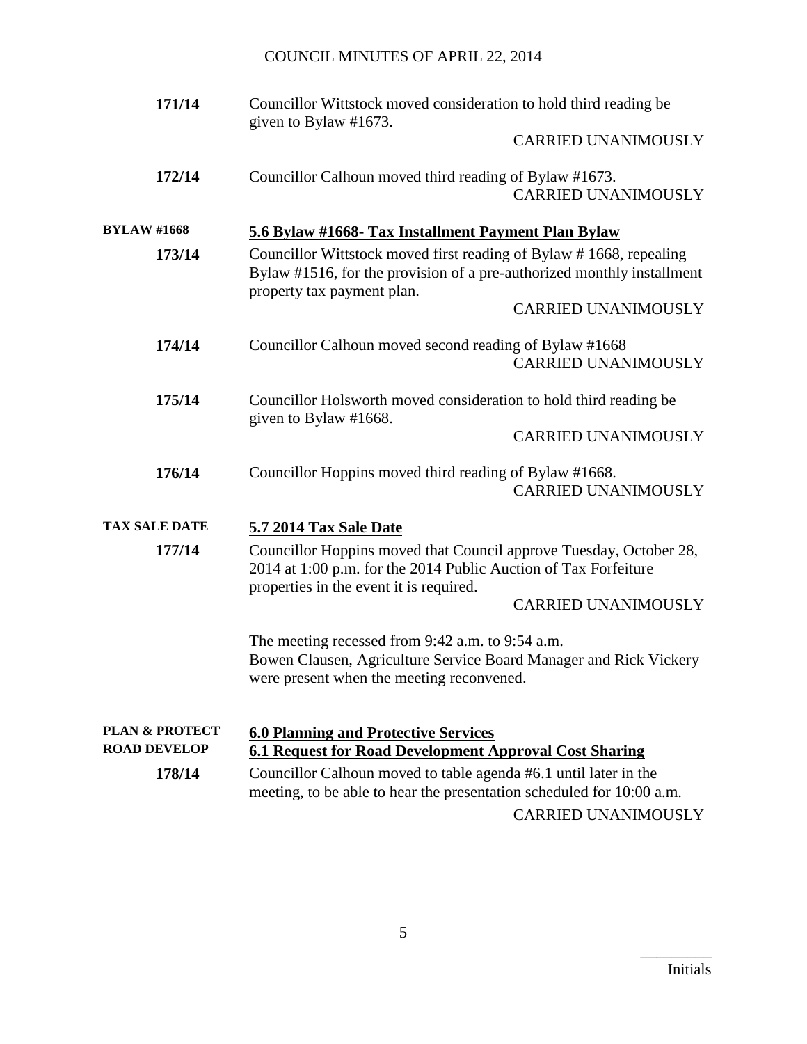**171/14** Councillor Wittstock moved consideration to hold third reading be given to Bylaw #1673.

CARRIED UNANIMOUSLY

**172/14** Councillor Calhoun moved third reading of Bylaw #1673.

CARRIED UNANIMOUSLY

**BYLAW #1668**

## 5.6 Bylaw #1668- Tax Installment Payment Plan Bylaw

**173/14** Councillor Wittstock moved first reading of Bylaw # 1668, repealing Bylaw #1516, for the provision of a pre-authorized monthly installment property tax payment plan.

CARRIED UNANIMOUSLY

**174/14** Councillor Calhoun moved second reading of Bylaw #1668

CARRIED UNANIMOUSLY

**175/14** Councillor Holsworth moved consideration to hold third reading be given to Bylaw #1668.

CARRIED UNANIMOUSLY

**176/14** Councillor Hoppins moved third reading of Bylaw #1668.

CARRIED UNANIMOUSLY

**TAX SALE DATE**

## 5.7 2014 Tax Sale Date

**177/14** Councillor Hoppins moved that Council approve Tuesday, October 28, 2014 at 1:00 p.m. for the 2014 Public Auction of Tax Forfeiture properties in the event it is required.

CARRIED UNANIMOUSLY

The meeting recessed from 9:42 a.m. to 9:54 a.m.
Bowen Clausen, Agriculture Service Board Manager and Rick Vickery were present when the meeting reconvened.

**PLAN & PROTECT**
**ROAD DEVELOP**

## 6.0 Planning and Protective Services

## 6.1 Request for Road Development Approval Cost Sharing

**178/14** Councillor Calhoun moved to table agenda #6.1 until later in the meeting, to be able to hear the presentation scheduled for 10:00 a.m.

CARRIED UNANIMOUSLY

_________
Initials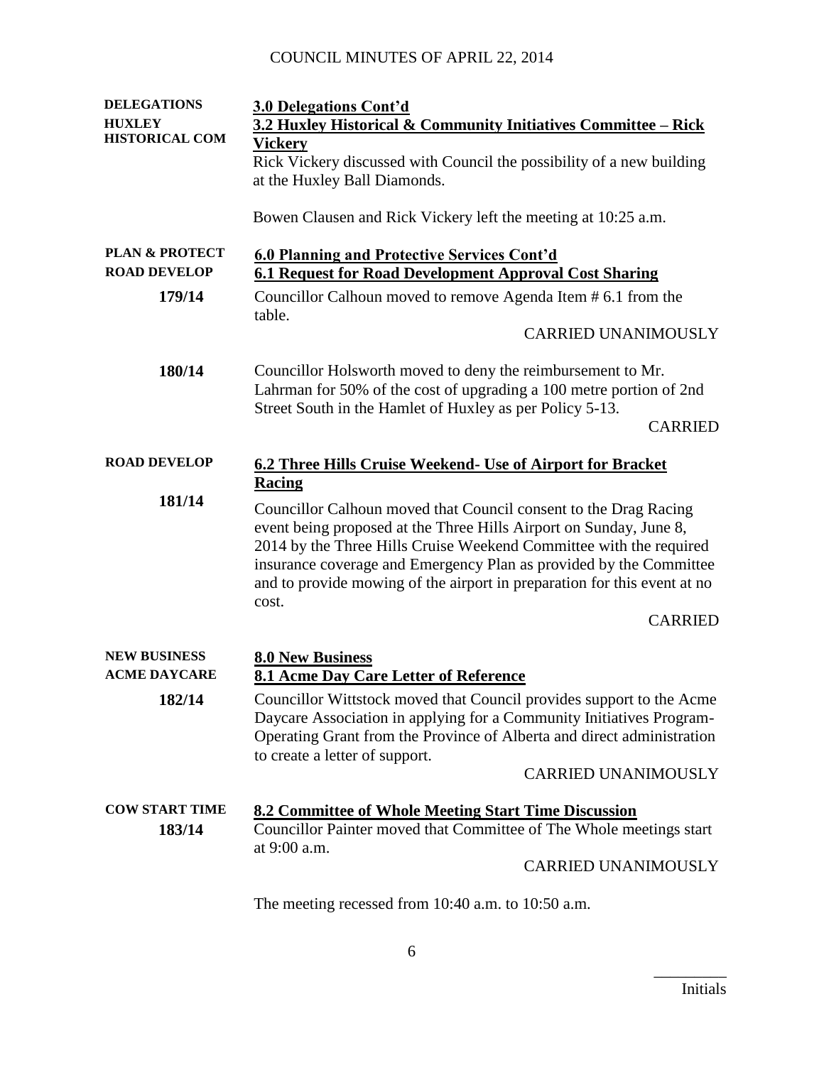| | |
|---|---|
| **DELEGATIONS** <br> **HUXLEY HISTORICAL COM** | **3.0 Delegations Cont'd** <br> **3.2 Huxley Historical & Community Initiatives Committee – Rick Vickery** <br> Rick Vickery discussed with Council the possibility of a new building at the Huxley Ball Diamonds. <br><br> Bowen Clausen and Rick Vickery left the meeting at 10:25 a.m. |
| **PLAN & PROTECT** <br> **ROAD DEVELOP** | **6.0 Planning and Protective Services Cont'd** <br> **6.1 Request for Road Development Approval Cost Sharing** |
| **179/14** | Councillor Calhoun moved to remove Agenda Item # 6.1 from the table. <br> CARRIED UNANIMOUSLY |
| **180/14** | Councillor Holsworth moved to deny the reimbursement to Mr. Lahrman for 50% of the cost of upgrading a 100 metre portion of 2nd Street South in the Hamlet of Huxley as per Policy 5-13. <br> CARRIED |
| **ROAD DEVELOP** | **6.2 Three Hills Cruise Weekend- Use of Airport for Bracket Racing** |
| **181/14** | Councillor Calhoun moved that Council consent to the Drag Racing event being proposed at the Three Hills Airport on Sunday, June 8, 2014 by the Three Hills Cruise Weekend Committee with the required insurance coverage and Emergency Plan as provided by the Committee and to provide mowing of the airport in preparation for this event at no cost. <br> CARRIED |
| **NEW BUSINESS** <br> **ACME DAYCARE** | **8.0 New Business** <br> **8.1 Acme Day Care Letter of Reference** |
| **182/14** | Councillor Wittstock moved that Council provides support to the Acme Daycare Association in applying for a Community Initiatives Program-Operating Grant from the Province of Alberta and direct administration to create a letter of support. <br> CARRIED UNANIMOUSLY |
| **COW START TIME** | **8.2 Committee of Whole Meeting Start Time Discussion** |
| **183/14** | Councillor Painter moved that Committee of The Whole meetings start at 9:00 a.m. <br> CARRIED UNANIMOUSLY |
| | The meeting recessed from 10:40 a.m. to 10:50 a.m. |

_________
Initials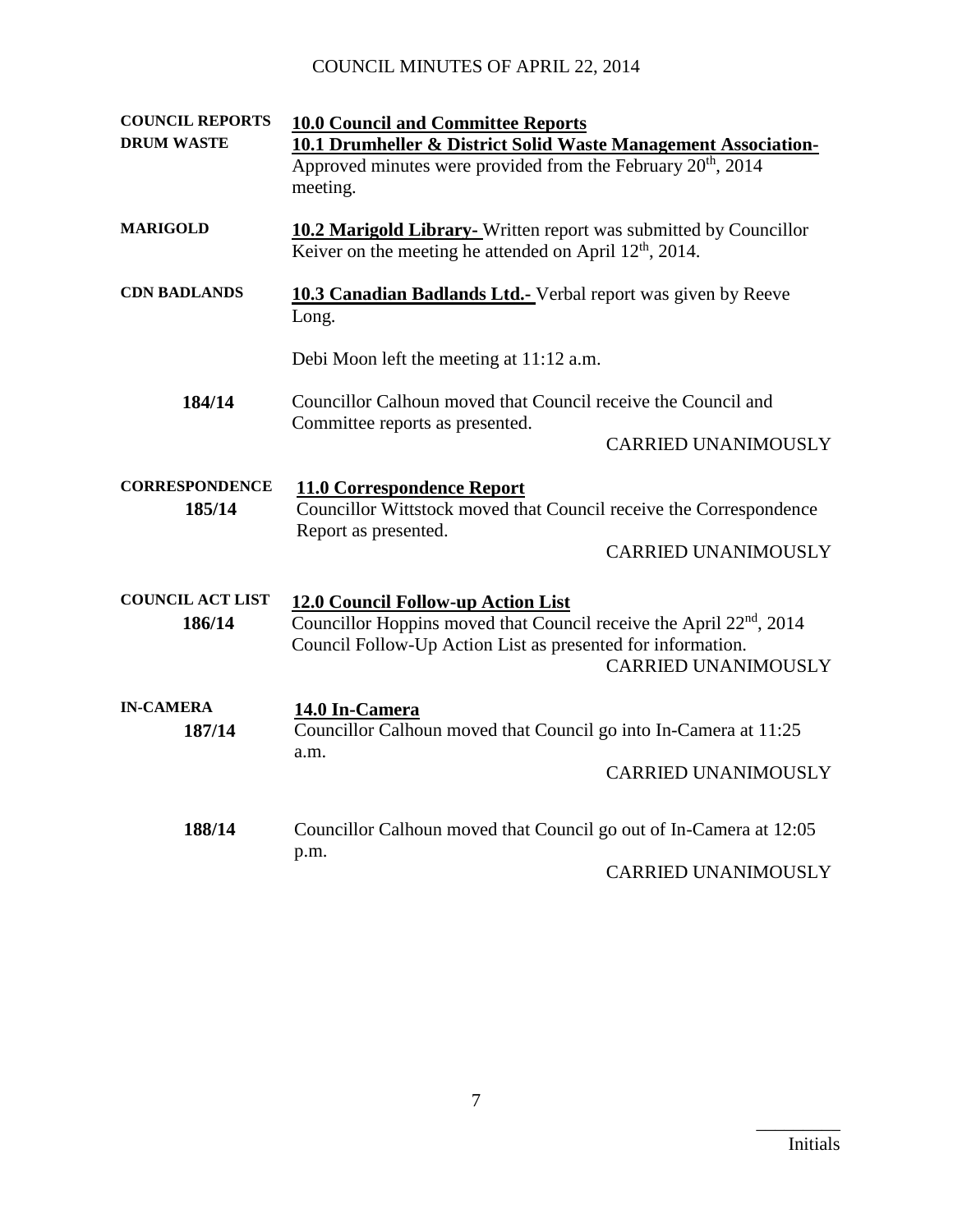**COUNCIL REPORTS** **10.0 Council and Committee Reports**

**DRUM WASTE** **10.1 Drumheller & District Solid Waste Management Association-** Approved minutes were provided from the February 20th, 2014 meeting.

**MARIGOLD** **10.2 Marigold Library-** Written report was submitted by Councillor Keiver on the meeting he attended on April 12th, 2014.

**CDN BADLANDS** **10.3 Canadian Badlands Ltd.-** Verbal report was given by Reeve Long.

Debi Moon left the meeting at 11:12 a.m.

**184/14** Councillor Calhoun moved that Council receive the Council and Committee reports as presented.

CARRIED UNANIMOUSLY

**CORRESPONDENCE** **11.0 Correspondence Report**

**185/14** Councillor Wittstock moved that Council receive the Correspondence Report as presented.

CARRIED UNANIMOUSLY

**COUNCIL ACT LIST** **12.0 Council Follow-up Action List**

**186/14** Councillor Hoppins moved that Council receive the April 22nd, 2014 Council Follow-Up Action List as presented for information.

CARRIED UNANIMOUSLY

**IN-CAMERA** **14.0 In-Camera**

**187/14** Councillor Calhoun moved that Council go into In-Camera at 11:25 a.m.

CARRIED UNANIMOUSLY

**188/14** Councillor Calhoun moved that Council go out of In-Camera at 12:05 p.m.

CARRIED UNANIMOUSLY

_________
Initials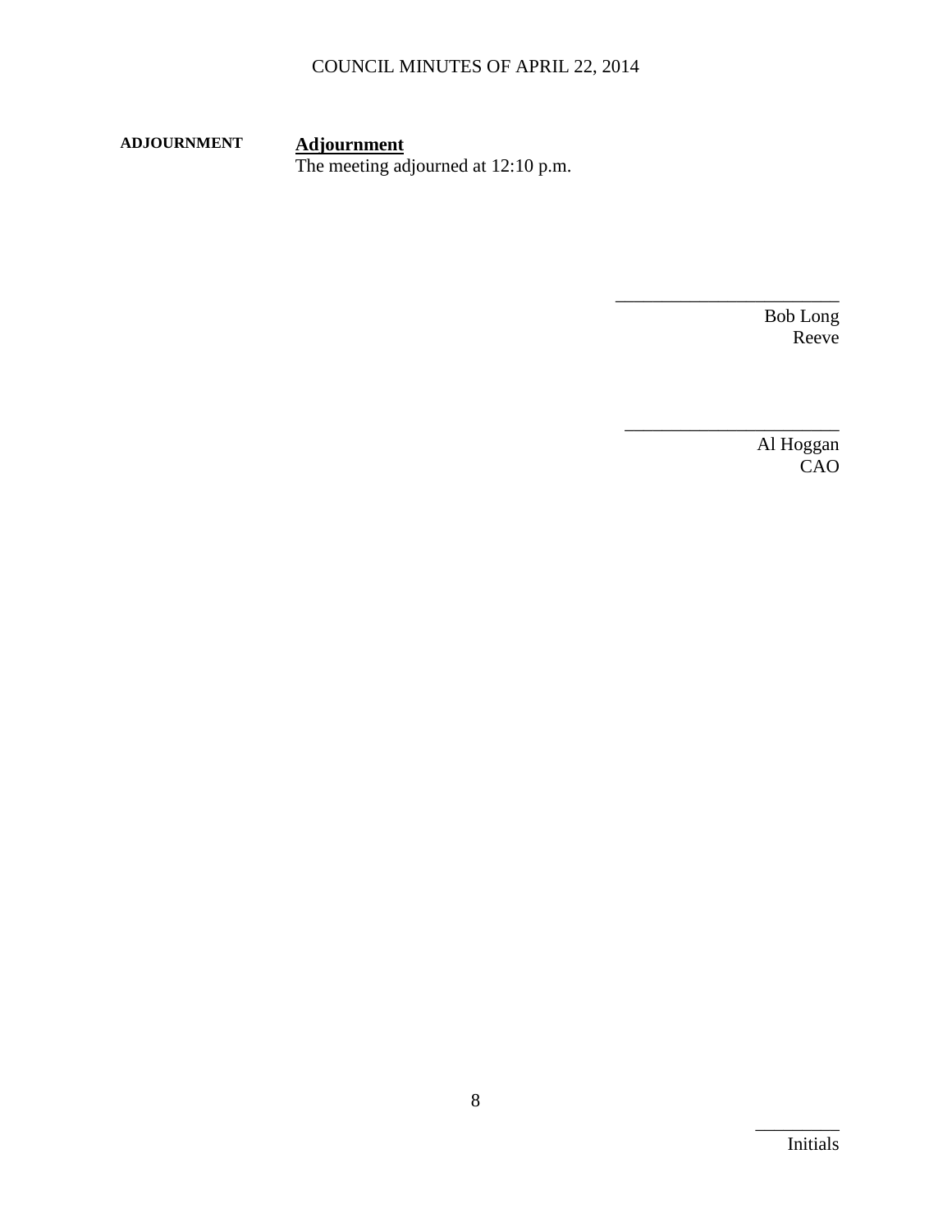**ADJOURNMENT**

**Adjournment**

The meeting adjourned at 12:10 p.m.

\_\_\_\_\_\_\_\_\_\_\_\_\_\_\_\_\_\_\_\_\_\_\_\_

Bob Long
Reeve

\_\_\_\_\_\_\_\_\_\_\_\_\_\_\_\_\_\_\_\_\_\_\_\_

Al Hoggan
CAO

\_\_\_\_\_\_\_\_\_

Initials